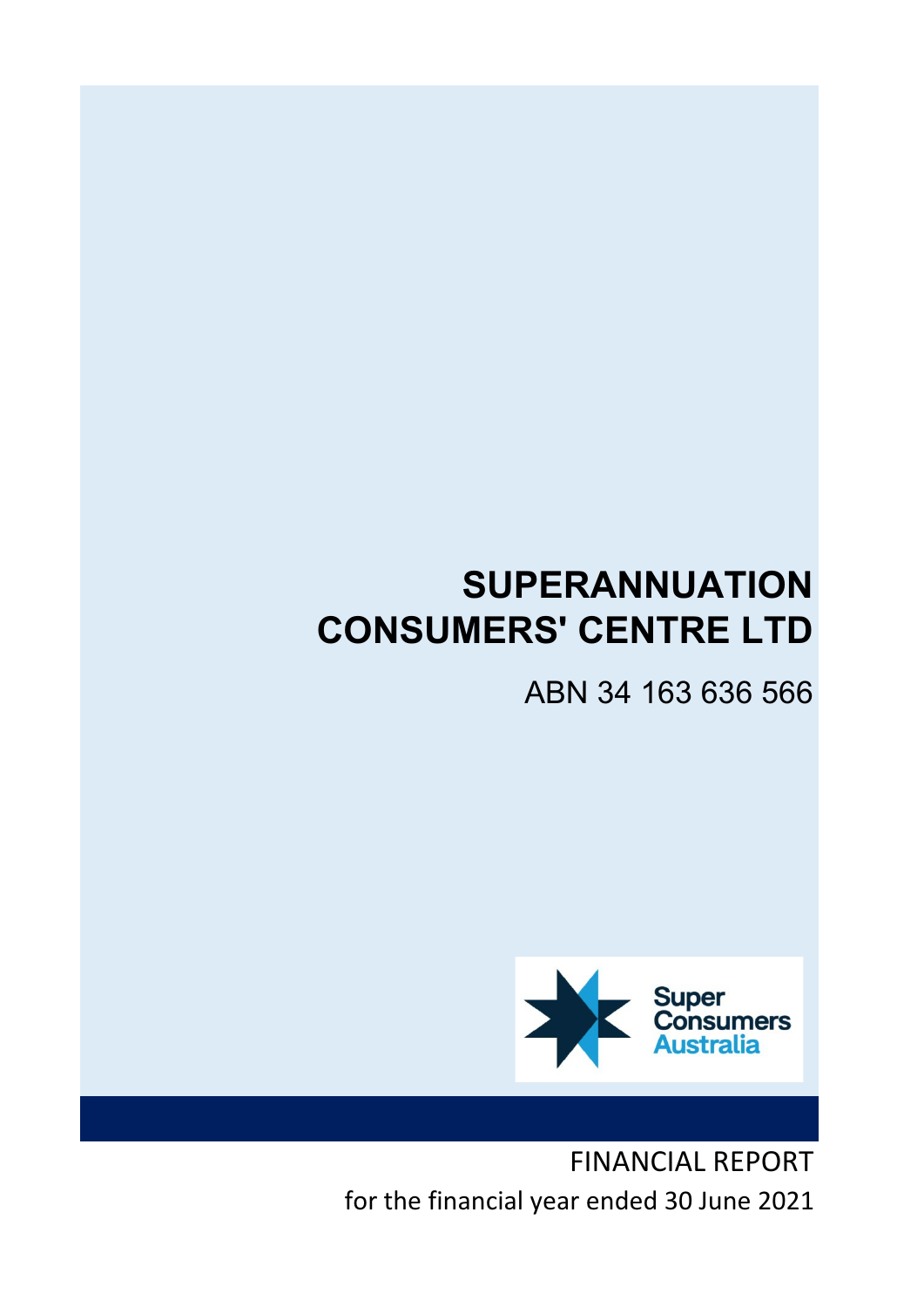# SUPERANNUATION CONSUMERS' CENTRE LTD

ABN 34 163 636 566

Super Consumers Australia

FINANCIAL REPORT

for the financial year ended 30 June 2021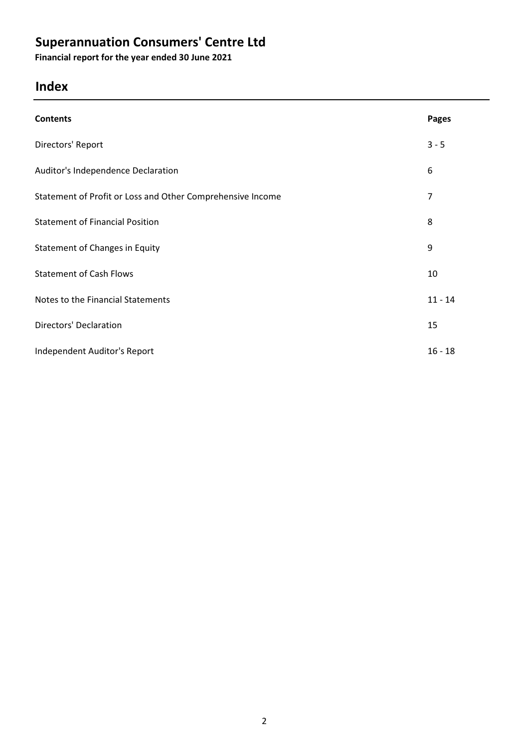# Superannuation Consumers' Centre Ltd

**Financial report for the year ended 30 June 2021**

## Index

| **Contents** | **Pages** |
|---|---|
| Directors' Report | 3 - 5 |
| Auditor's Independence Declaration | 6 |
| Statement of Profit or Loss and Other Comprehensive Income | 7 |
| Statement of Financial Position | 8 |
| Statement of Changes in Equity | 9 |
| Statement of Cash Flows | 10 |
| Notes to the Financial Statements | 11 - 14 |
| Directors' Declaration | 15 |
| Independent Auditor's Report | 16 - 18 |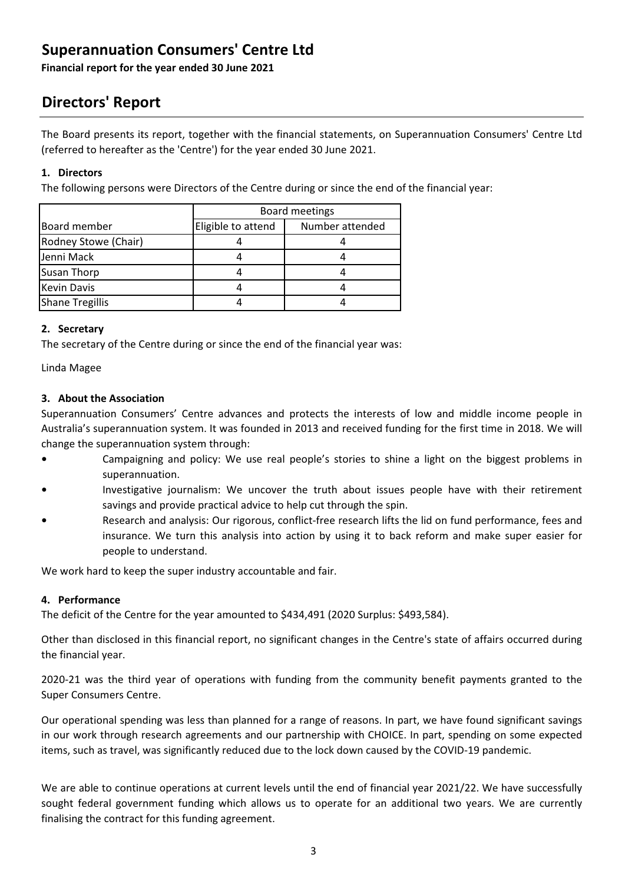# Superannuation Consumers' Centre Ltd

**Financial report for the year ended 30 June 2021**

## Directors' Report

The Board presents its report, together with the financial statements, on Superannuation Consumers' Centre Ltd (referred to hereafter as the 'Centre') for the year ended 30 June 2021.

### 1. Directors

The following persons were Directors of the Centre during or since the end of the financial year:

| | Board meetings | |
|---|---|---|
| Board member | Eligible to attend | Number attended |
| Rodney Stowe (Chair) | 4 | 4 |
| Jenni Mack | 4 | 4 |
| Susan Thorp | 4 | 4 |
| Kevin Davis | 4 | 4 |
| Shane Tregillis | 4 | 4 |

### 2. Secretary

The secretary of the Centre during or since the end of the financial year was:

Linda Magee

### 3. About the Association

Superannuation Consumers' Centre advances and protects the interests of low and middle income people in Australia's superannuation system. It was founded in 2013 and received funding for the first time in 2018. We will change the superannuation system through:

- Campaigning and policy: We use real people's stories to shine a light on the biggest problems in superannuation.
- Investigative journalism: We uncover the truth about issues people have with their retirement savings and provide practical advice to help cut through the spin.
- Research and analysis: Our rigorous, conflict-free research lifts the lid on fund performance, fees and insurance. We turn this analysis into action by using it to back reform and make super easier for people to understand.

We work hard to keep the super industry accountable and fair.

### 4. Performance

The deficit of the Centre for the year amounted to $434,491 (2020 Surplus: $493,584).

Other than disclosed in this financial report, no significant changes in the Centre's state of affairs occurred during the financial year.

2020-21 was the third year of operations with funding from the community benefit payments granted to the Super Consumers Centre.

Our operational spending was less than planned for a range of reasons. In part, we have found significant savings in our work through research agreements and our partnership with CHOICE. In part, spending on some expected items, such as travel, was significantly reduced due to the lock down caused by the COVID-19 pandemic.

We are able to continue operations at current levels until the end of financial year 2021/22. We have successfully sought federal government funding which allows us to operate for an additional two years. We are currently finalising the contract for this funding agreement.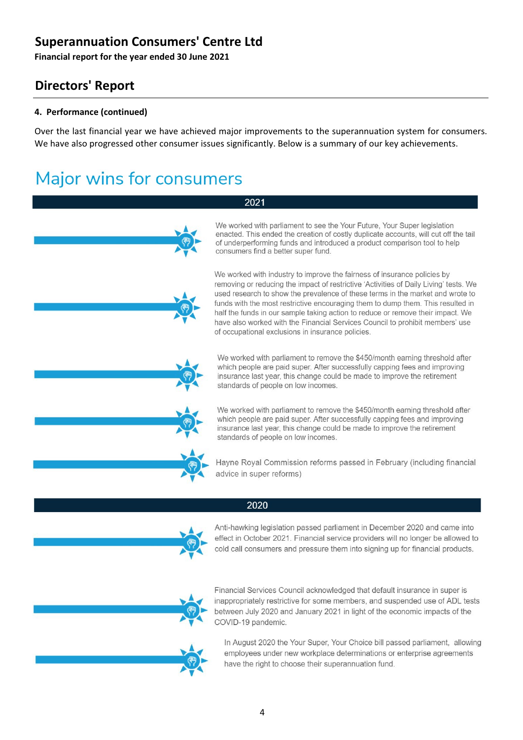# Superannuation Consumers' Centre Ltd

**Financial report for the year ended 30 June 2021**

## Directors' Report

**4. Performance (continued)**

Over the last financial year we have achieved major improvements to the superannuation system for consumers. We have also progressed other consumer issues significantly. Below is a summary of our key achievements.

## Major wins for consumers

### 2021

We worked with parliament to see the Your Future, Your Super legislation enacted. This ended the creation of costly duplicate accounts, will cut off the tail of underperforming funds and introduced a product comparison tool to help consumers find a better super fund.

We worked with industry to improve the fairness of insurance policies by removing or reducing the impact of restrictive 'Activities of Daily Living' tests. We used research to show the prevalence of these terms in the market and wrote to funds with the most restrictive encouraging them to dump them. This resulted in half the funds in our sample taking action to reduce or remove their impact. We have also worked with the Financial Services Council to prohibit members' use of occupational exclusions in insurance policies.

We worked with parliament to remove the $450/month earning threshold after which people are paid super. After successfully capping fees and improving insurance last year, this change could be made to improve the retirement standards of people on low incomes.

We worked with parliament to remove the $450/month earning threshold after which people are paid super. After successfully capping fees and improving insurance last year, this change could be made to improve the retirement standards of people on low incomes.

Hayne Royal Commission reforms passed in February (including financial advice in super reforms)

### 2020

Anti-hawking legislation passed parliament in December 2020 and came into effect in October 2021. Financial service providers will no longer be allowed to cold call consumers and pressure them into signing up for financial products.

Financial Services Council acknowledged that default insurance in super is inappropriately restrictive for some members, and suspended use of ADL tests between July 2020 and January 2021 in light of the economic impacts of the COVID-19 pandemic.

In August 2020 the Your Super, Your Choice bill passed parliament, allowing employees under new workplace determinations or enterprise agreements have the right to choose their superannuation fund.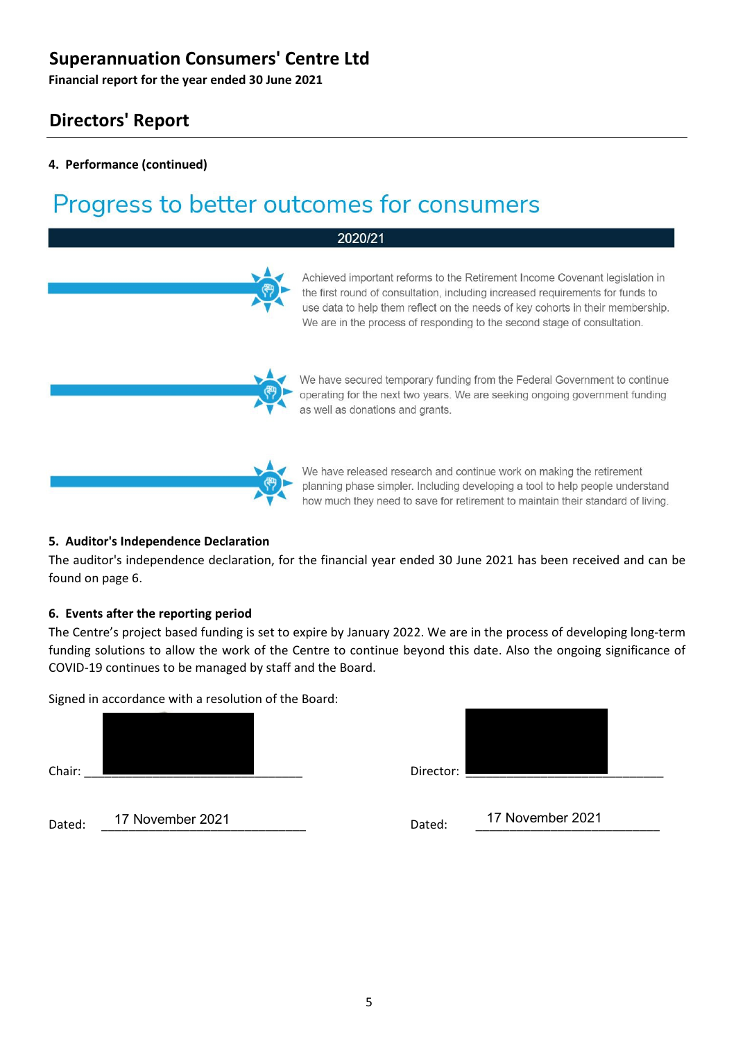# Superannuation Consumers' Centre Ltd

**Financial report for the year ended 30 June 2021**

## Directors' Report

**4. Performance (continued)**

## Progress to better outcomes for consumers

**2020/21**

- Achieved important reforms to the Retirement Income Covenant legislation in the first round of consultation, including increased requirements for funds to use data to help them reflect on the needs of key cohorts in their membership. We are in the process of responding to the second stage of consultation.
- We have secured temporary funding from the Federal Government to continue operating for the next two years. We are seeking ongoing government funding as well as donations and grants.
- We have released research and continue work on making the retirement planning phase simpler. Including developing a tool to help people understand how much they need to save for retirement to maintain their standard of living.

**5. Auditor's Independence Declaration**

The auditor's independence declaration, for the financial year ended 30 June 2021 has been received and can be found on page 6.

**6. Events after the reporting period**

The Centre's project based funding is set to expire by January 2022. We are in the process of developing long-term funding solutions to allow the work of the Centre to continue beyond this date. Also the ongoing significance of COVID-19 continues to be managed by staff and the Board.

Signed in accordance with a resolution of the Board:

Chair: ______________________________

Dated: 17 November 2021

Director: ______________________________

Dated: 17 November 2021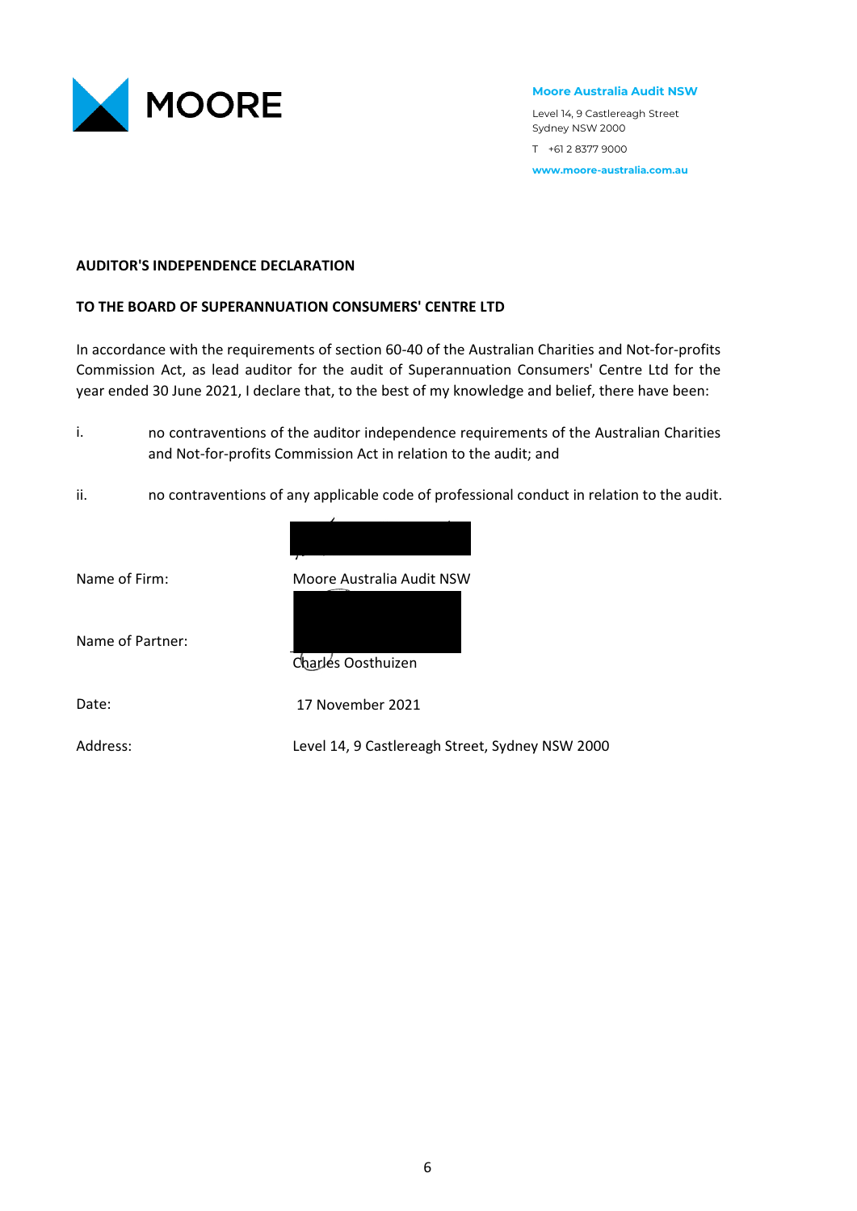**Moore Australia Audit NSW**

Level 14, 9 Castlereagh Street
Sydney NSW 2000

T +61 2 8377 9000

www.moore-australia.com.au

**AUDITOR'S INDEPENDENCE DECLARATION**

**TO THE BOARD OF SUPERANNUATION CONSUMERS' CENTRE LTD**

In accordance with the requirements of section 60-40 of the Australian Charities and Not-for-profits Commission Act, as lead auditor for the audit of Superannuation Consumers' Centre Ltd for the year ended 30 June 2021, I declare that, to the best of my knowledge and belief, there have been:

i. no contraventions of the auditor independence requirements of the Australian Charities and Not-for-profits Commission Act in relation to the audit; and

ii. no contraventions of any applicable code of professional conduct in relation to the audit.

| | |
|---|---|
| Name of Firm: | Moore Australia Audit NSW |
| Name of Partner: | Charles Oosthuizen |
| Date: | 17 November 2021 |
| Address: | Level 14, 9 Castlereagh Street, Sydney NSW 2000 |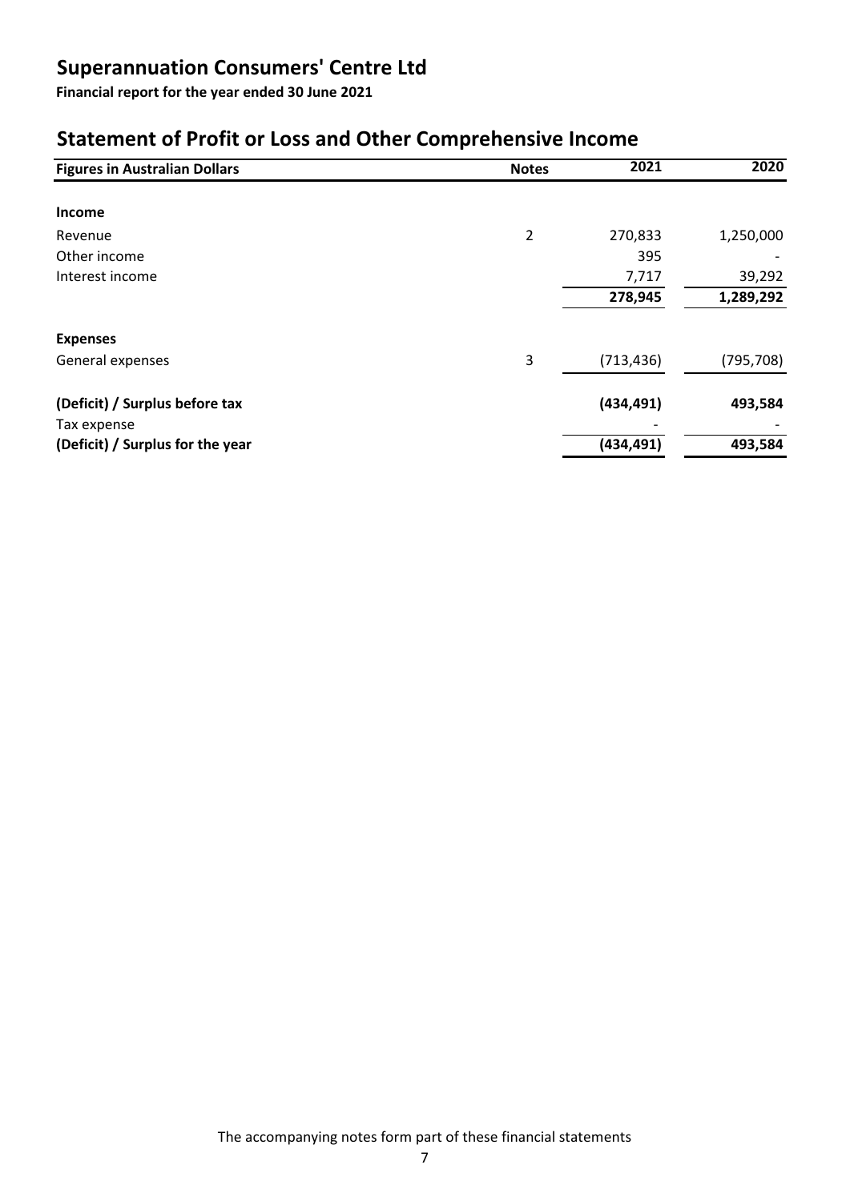# Superannuation Consumers' Centre Ltd

**Financial report for the year ended 30 June 2021**

## Statement of Profit or Loss and Other Comprehensive Income

| Figures in Australian Dollars | Notes | 2021 | 2020 |
|---|---|---|---|
| **Income** | | | |
| Revenue | 2 | 270,833 | 1,250,000 |
| Other income | | 395 | - |
| Interest income | | 7,717 | 39,292 |
| | | **278,945** | **1,289,292** |
| **Expenses** | | | |
| General expenses | 3 | (713,436) | (795,708) |
| **(Deficit) / Surplus before tax** | | **(434,491)** | **493,584** |
| Tax expense | | - | - |
| **(Deficit) / Surplus for the year** | | **(434,491)** | **493,584** |

The accompanying notes form part of these financial statements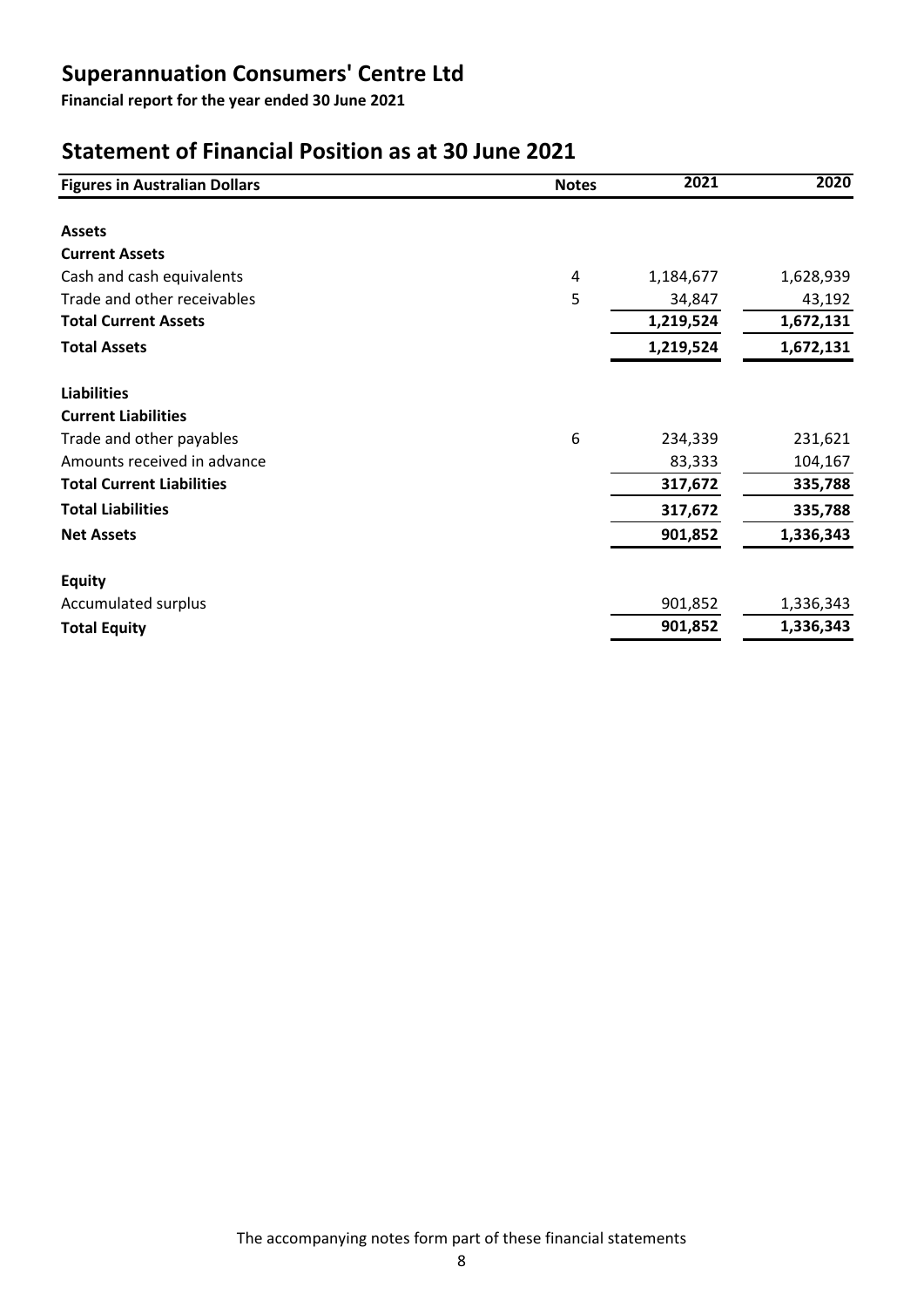# Superannuation Consumers' Centre Ltd

**Financial report for the year ended 30 June 2021**

## Statement of Financial Position as at 30 June 2021

| Figures in Australian Dollars | Notes | 2021 | 2020 |
|---|---|---|---|
| **Assets** | | | |
| **Current Assets** | | | |
| Cash and cash equivalents | 4 | 1,184,677 | 1,628,939 |
| Trade and other receivables | 5 | 34,847 | 43,192 |
| **Total Current Assets** | | **1,219,524** | **1,672,131** |
| **Total Assets** | | **1,219,524** | **1,672,131** |
| **Liabilities** | | | |
| **Current Liabilities** | | | |
| Trade and other payables | 6 | 234,339 | 231,621 |
| Amounts received in advance | | 83,333 | 104,167 |
| **Total Current Liabilities** | | **317,672** | **335,788** |
| **Total Liabilities** | | **317,672** | **335,788** |
| **Net Assets** | | **901,852** | **1,336,343** |
| **Equity** | | | |
| Accumulated surplus | | 901,852 | 1,336,343 |
| **Total Equity** | | **901,852** | **1,336,343** |

The accompanying notes form part of these financial statements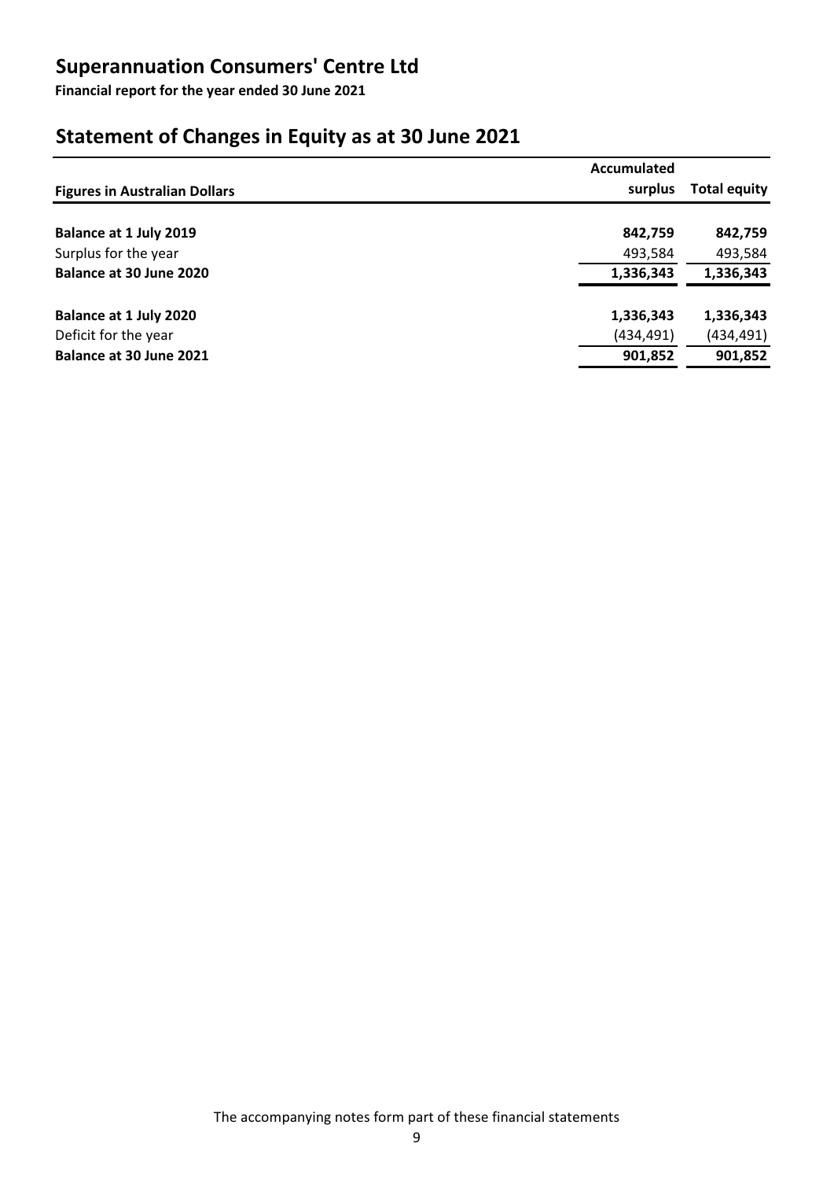# Superannuation Consumers' Centre Ltd

**Financial report for the year ended 30 June 2021**

## Statement of Changes in Equity as at 30 June 2021

| Figures in Australian Dollars | Accumulated surplus | Total equity |
|---|---|---|
| **Balance at 1 July 2019** | **842,759** | **842,759** |
| Surplus for the year | 493,584 | 493,584 |
| **Balance at 30 June 2020** | **1,336,343** | **1,336,343** |
| | | |
| **Balance at 1 July 2020** | **1,336,343** | **1,336,343** |
| Deficit for the year | (434,491) | (434,491) |
| **Balance at 30 June 2021** | **901,852** | **901,852** |

The accompanying notes form part of these financial statements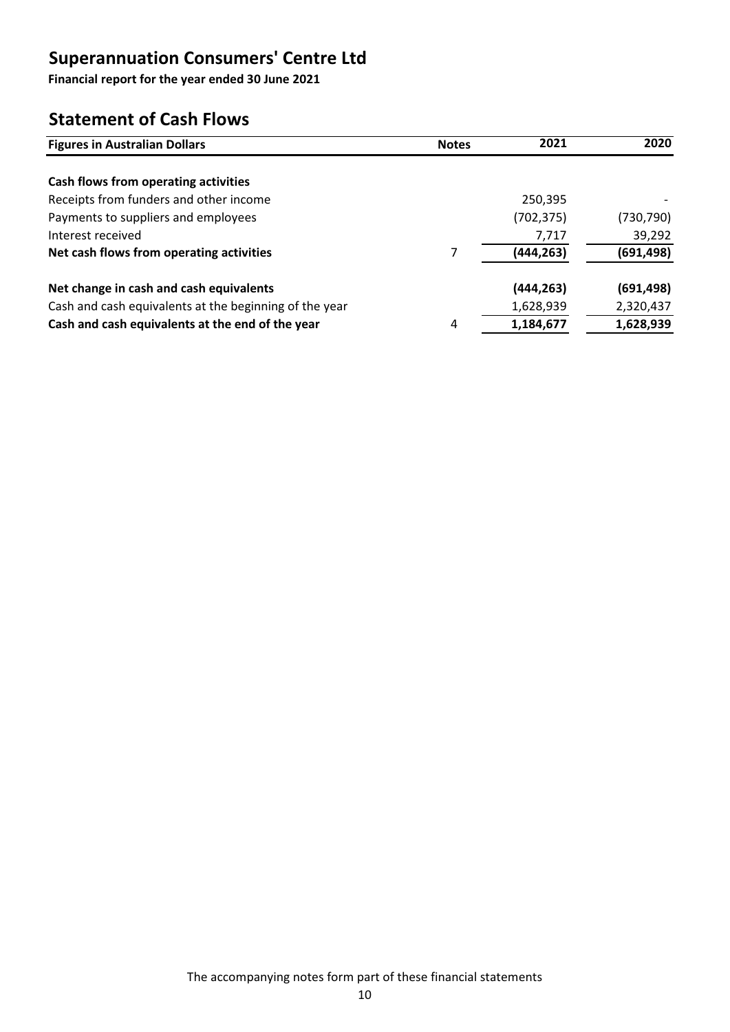# Superannuation Consumers' Centre Ltd

**Financial report for the year ended 30 June 2021**

## Statement of Cash Flows

| Figures in Australian Dollars | Notes | 2021 | 2020 |
|---|---|---|---|
| **Cash flows from operating activities** | | | |
| Receipts from funders and other income | | 250,395 | - |
| Payments to suppliers and employees | | (702,375) | (730,790) |
| Interest received | | 7,717 | 39,292 |
| **Net cash flows from operating activities** | 7 | **(444,263)** | **(691,498)** |
| **Net change in cash and cash equivalents** | | **(444,263)** | **(691,498)** |
| Cash and cash equivalents at the beginning of the year | | 1,628,939 | 2,320,437 |
| **Cash and cash equivalents at the end of the year** | 4 | **1,184,677** | **1,628,939** |

The accompanying notes form part of these financial statements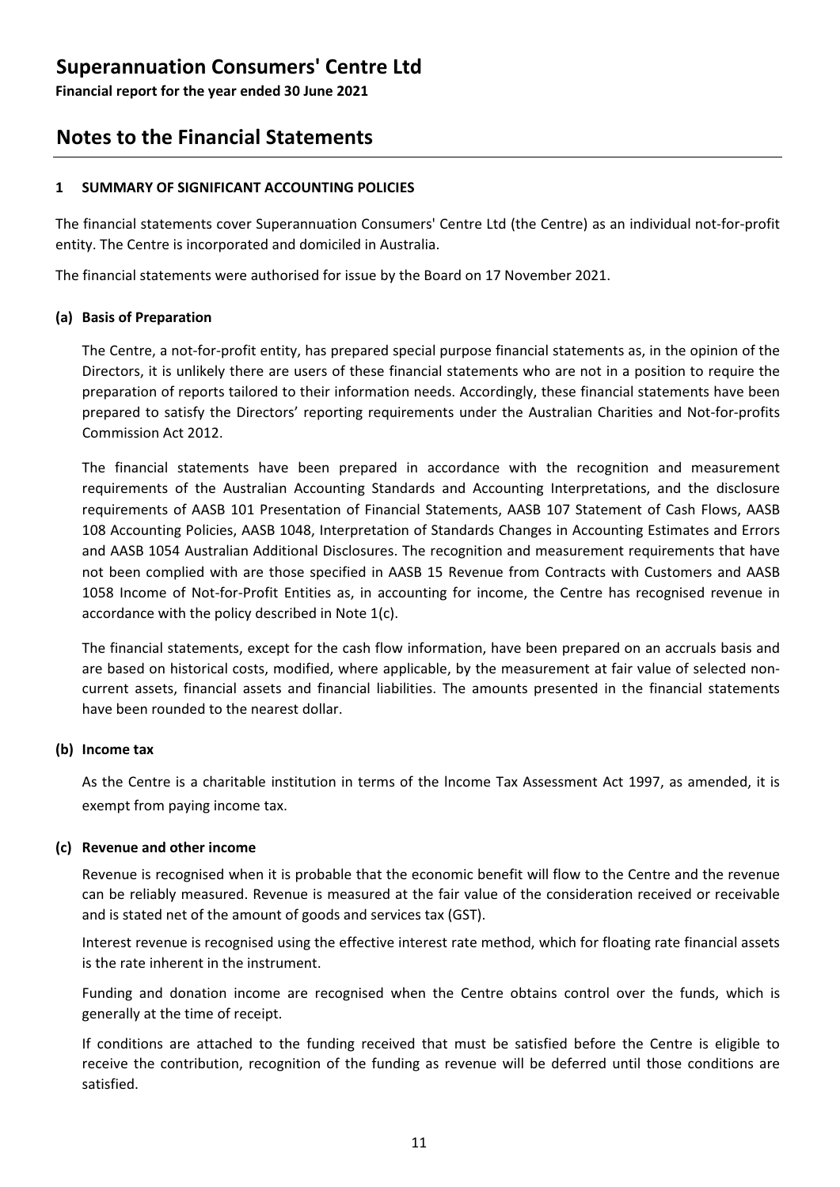# Superannuation Consumers' Centre Ltd

**Financial report for the year ended 30 June 2021**

## Notes to the Financial Statements

### 1 SUMMARY OF SIGNIFICANT ACCOUNTING POLICIES

The financial statements cover Superannuation Consumers' Centre Ltd (the Centre) as an individual not-for-profit entity. The Centre is incorporated and domiciled in Australia.

The financial statements were authorised for issue by the Board on 17 November 2021.

#### (a) Basis of Preparation

The Centre, a not-for-profit entity, has prepared special purpose financial statements as, in the opinion of the Directors, it is unlikely there are users of these financial statements who are not in a position to require the preparation of reports tailored to their information needs. Accordingly, these financial statements have been prepared to satisfy the Directors' reporting requirements under the Australian Charities and Not-for-profits Commission Act 2012.

The financial statements have been prepared in accordance with the recognition and measurement requirements of the Australian Accounting Standards and Accounting Interpretations, and the disclosure requirements of AASB 101 Presentation of Financial Statements, AASB 107 Statement of Cash Flows, AASB 108 Accounting Policies, AASB 1048, Interpretation of Standards Changes in Accounting Estimates and Errors and AASB 1054 Australian Additional Disclosures. The recognition and measurement requirements that have not been complied with are those specified in AASB 15 Revenue from Contracts with Customers and AASB 1058 Income of Not-for-Profit Entities as, in accounting for income, the Centre has recognised revenue in accordance with the policy described in Note 1(c).

The financial statements, except for the cash flow information, have been prepared on an accruals basis and are based on historical costs, modified, where applicable, by the measurement at fair value of selected non-current assets, financial assets and financial liabilities. The amounts presented in the financial statements have been rounded to the nearest dollar.

#### (b) Income tax

As the Centre is a charitable institution in terms of the lncome Tax Assessment Act 1997, as amended, it is exempt from paying income tax.

#### (c) Revenue and other income

Revenue is recognised when it is probable that the economic benefit will flow to the Centre and the revenue can be reliably measured. Revenue is measured at the fair value of the consideration received or receivable and is stated net of the amount of goods and services tax (GST).

Interest revenue is recognised using the effective interest rate method, which for floating rate financial assets is the rate inherent in the instrument.

Funding and donation income are recognised when the Centre obtains control over the funds, which is generally at the time of receipt.

If conditions are attached to the funding received that must be satisfied before the Centre is eligible to receive the contribution, recognition of the funding as revenue will be deferred until those conditions are satisfied.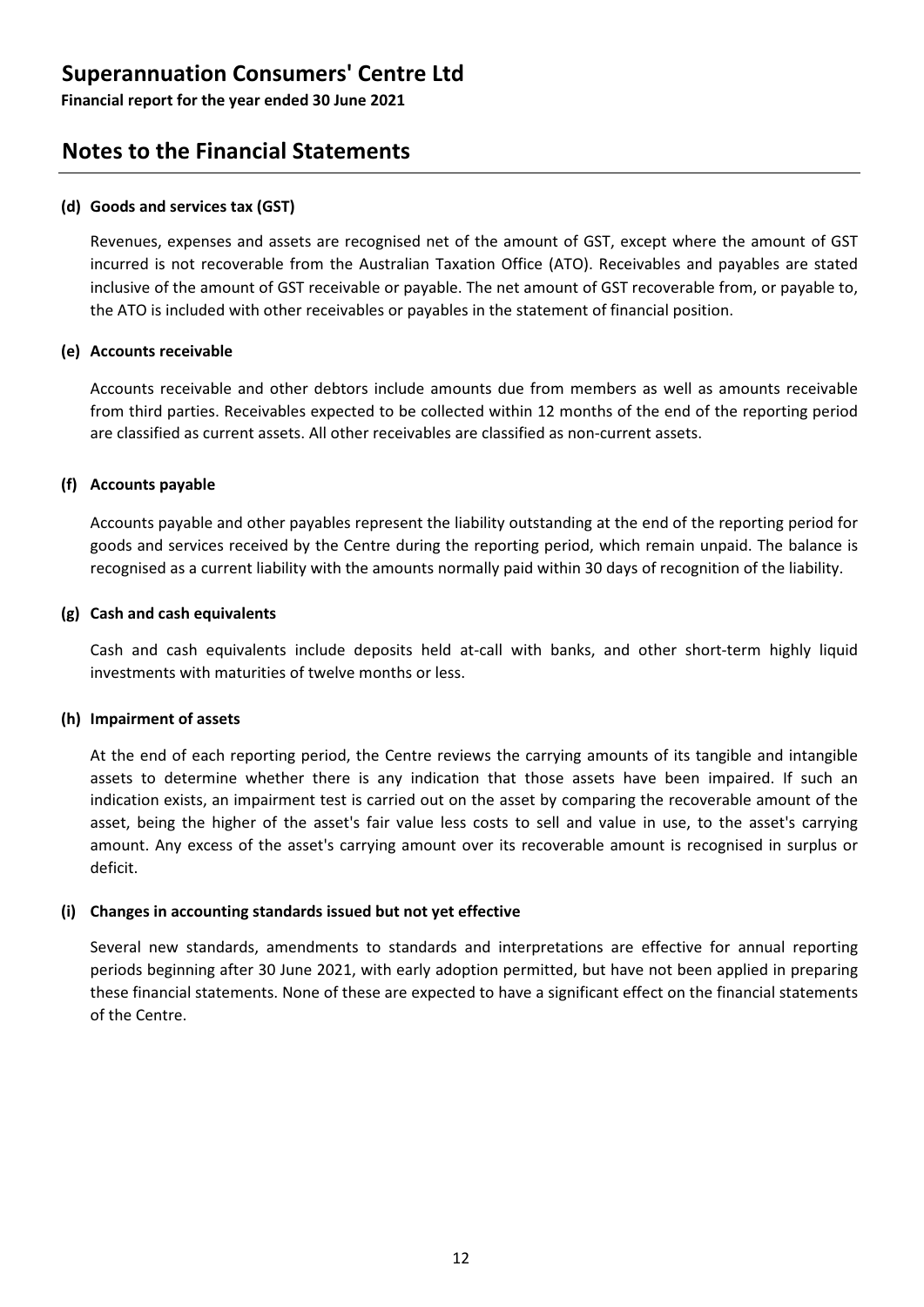# Superannuation Consumers' Centre Ltd

**Financial report for the year ended 30 June 2021**

## Notes to the Financial Statements

### (d) Goods and services tax (GST)

Revenues, expenses and assets are recognised net of the amount of GST, except where the amount of GST incurred is not recoverable from the Australian Taxation Office (ATO). Receivables and payables are stated inclusive of the amount of GST receivable or payable. The net amount of GST recoverable from, or payable to, the ATO is included with other receivables or payables in the statement of financial position.

### (e) Accounts receivable

Accounts receivable and other debtors include amounts due from members as well as amounts receivable from third parties. Receivables expected to be collected within 12 months of the end of the reporting period are classified as current assets. All other receivables are classified as non-current assets.

### (f) Accounts payable

Accounts payable and other payables represent the liability outstanding at the end of the reporting period for goods and services received by the Centre during the reporting period, which remain unpaid. The balance is recognised as a current liability with the amounts normally paid within 30 days of recognition of the liability.

### (g) Cash and cash equivalents

Cash and cash equivalents include deposits held at-call with banks, and other short-term highly liquid investments with maturities of twelve months or less.

### (h) Impairment of assets

At the end of each reporting period, the Centre reviews the carrying amounts of its tangible and intangible assets to determine whether there is any indication that those assets have been impaired. If such an indication exists, an impairment test is carried out on the asset by comparing the recoverable amount of the asset, being the higher of the asset's fair value less costs to sell and value in use, to the asset's carrying amount. Any excess of the asset's carrying amount over its recoverable amount is recognised in surplus or deficit.

### (i) Changes in accounting standards issued but not yet effective

Several new standards, amendments to standards and interpretations are effective for annual reporting periods beginning after 30 June 2021, with early adoption permitted, but have not been applied in preparing these financial statements. None of these are expected to have a significant effect on the financial statements of the Centre.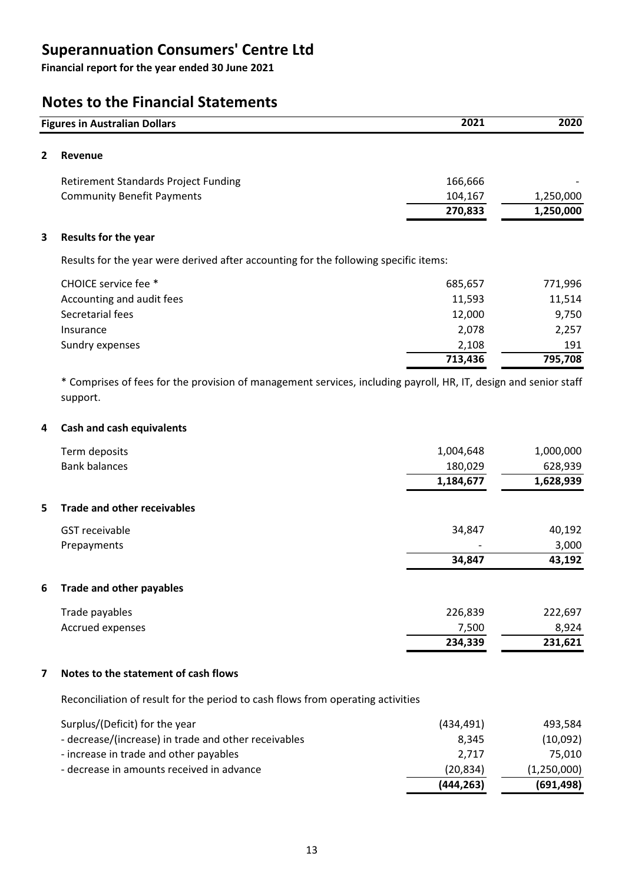# Superannuation Consumers' Centre Ltd

**Financial report for the year ended 30 June 2021**

## Notes to the Financial Statements

| Figures in Australian Dollars | 2021 | 2020 |
|---|---|---|

### 2 Revenue

| | 2021 | 2020 |
|---|---|---|
| Retirement Standards Project Funding | 166,666 | - |
| Community Benefit Payments | 104,167 | 1,250,000 |
| | **270,833** | **1,250,000** |

### 3 Results for the year

Results for the year were derived after accounting for the following specific items:

| | 2021 | 2020 |
|---|---|---|
| CHOICE service fee * | 685,657 | 771,996 |
| Accounting and audit fees | 11,593 | 11,514 |
| Secretarial fees | 12,000 | 9,750 |
| Insurance | 2,078 | 2,257 |
| Sundry expenses | 2,108 | 191 |
| | **713,436** | **795,708** |

* Comprises of fees for the provision of management services, including payroll, HR, IT, design and senior staff support.

### 4 Cash and cash equivalents

| | 2021 | 2020 |
|---|---|---|
| Term deposits | 1,004,648 | 1,000,000 |
| Bank balances | 180,029 | 628,939 |
| | **1,184,677** | **1,628,939** |

### 5 Trade and other receivables

| | 2021 | 2020 |
|---|---|---|
| GST receivable | 34,847 | 40,192 |
| Prepayments | - | 3,000 |
| | **34,847** | **43,192** |

### 6 Trade and other payables

| | 2021 | 2020 |
|---|---|---|
| Trade payables | 226,839 | 222,697 |
| Accrued expenses | 7,500 | 8,924 |
| | **234,339** | **231,621** |

### 7 Notes to the statement of cash flows

Reconciliation of result for the period to cash flows from operating activities

| | 2021 | 2020 |
|---|---|---|
| Surplus/(Deficit) for the year | (434,491) | 493,584 |
| - decrease/(increase) in trade and other receivables | 8,345 | (10,092) |
| - increase in trade and other payables | 2,717 | 75,010 |
| - decrease in amounts received in advance | (20,834) | (1,250,000) |
| | **(444,263)** | **(691,498)** |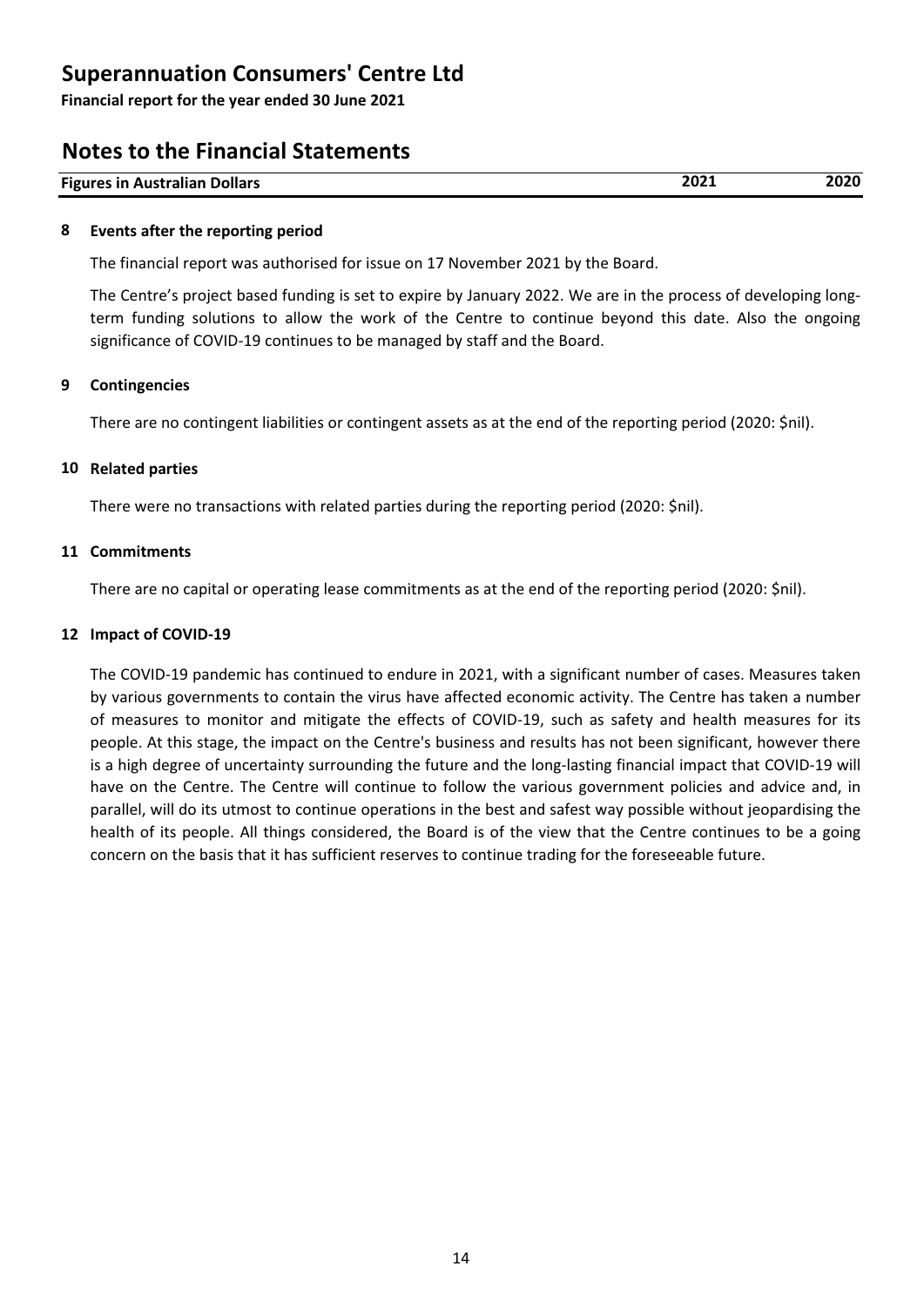# Superannuation Consumers' Centre Ltd

**Financial report for the year ended 30 June 2021**

## Notes to the Financial Statements

| Figures in Australian Dollars | 2021 | 2020 |
|---|---|---|

### 8 Events after the reporting period

The financial report was authorised for issue on 17 November 2021 by the Board.

The Centre's project based funding is set to expire by January 2022. We are in the process of developing long-term funding solutions to allow the work of the Centre to continue beyond this date. Also the ongoing significance of COVID-19 continues to be managed by staff and the Board.

### 9 Contingencies

There are no contingent liabilities or contingent assets as at the end of the reporting period (2020: $nil).

### 10 Related parties

There were no transactions with related parties during the reporting period (2020: $nil).

### 11 Commitments

There are no capital or operating lease commitments as at the end of the reporting period (2020: $nil).

### 12 Impact of COVID-19

The COVID-19 pandemic has continued to endure in 2021, with a significant number of cases. Measures taken by various governments to contain the virus have affected economic activity. The Centre has taken a number of measures to monitor and mitigate the effects of COVID-19, such as safety and health measures for its people. At this stage, the impact on the Centre's business and results has not been significant, however there is a high degree of uncertainty surrounding the future and the long-lasting financial impact that COVID-19 will have on the Centre. The Centre will continue to follow the various government policies and advice and, in parallel, will do its utmost to continue operations in the best and safest way possible without jeopardising the health of its people. All things considered, the Board is of the view that the Centre continues to be a going concern on the basis that it has sufficient reserves to continue trading for the foreseeable future.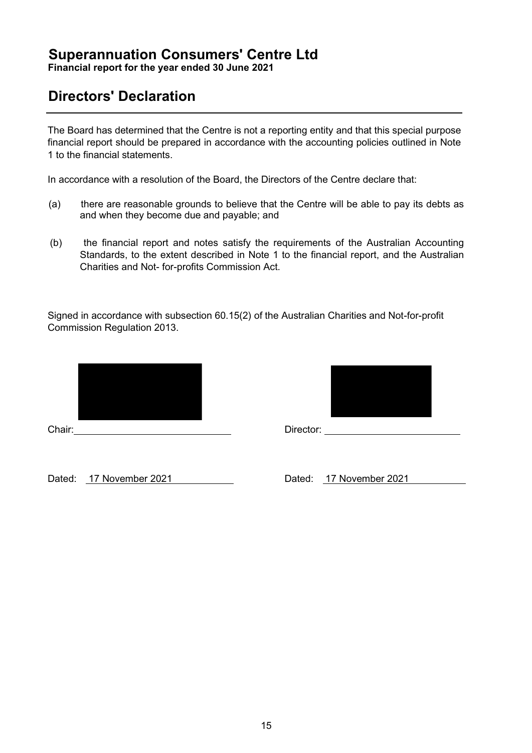# Superannuation Consumers' Centre Ltd

**Financial report for the year ended 30 June 2021**

## Directors' Declaration

The Board has determined that the Centre is not a reporting entity and that this special purpose financial report should be prepared in accordance with the accounting policies outlined in Note 1 to the financial statements.

In accordance with a resolution of the Board, the Directors of the Centre declare that:

(a) there are reasonable grounds to believe that the Centre will be able to pay its debts as and when they become due and payable; and

(b) the financial report and notes satisfy the requirements of the Australian Accounting Standards, to the extent described in Note 1 to the financial report, and the Australian Charities and Not- for-profits Commission Act.

Signed in accordance with subsection 60.15(2) of the Australian Charities and Not-for-profit Commission Regulation 2013.

Chair: \_\_\_\_\_\_\_\_\_\_\_\_\_\_\_\_\_\_\_\_ Director: \_\_\_\_\_\_\_\_\_\_\_\_\_\_\_\_\_\_\_\_

Dated: 17 November 2021 Dated: 17 November 2021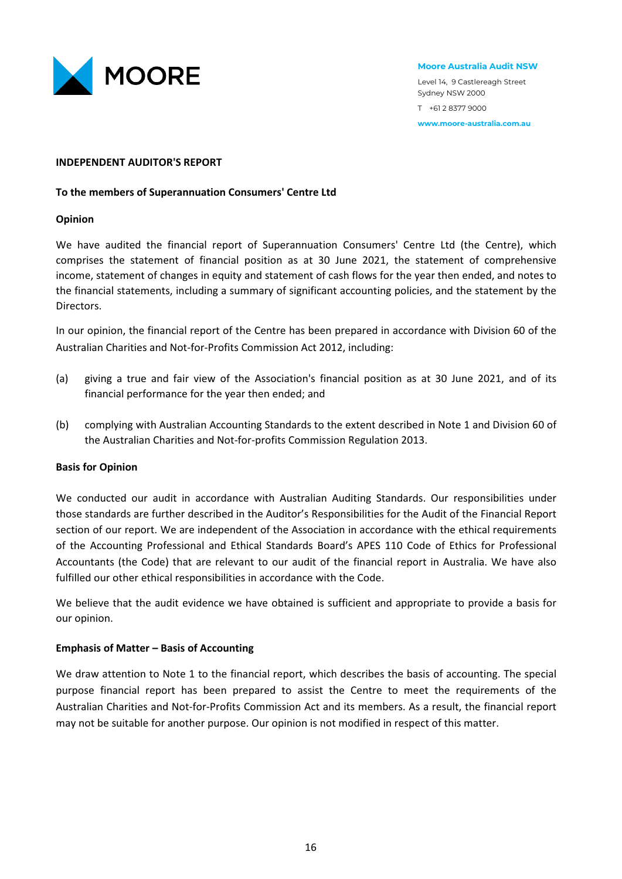MOORE

**Moore Australia Audit NSW**

Level 14, 9 Castlereagh Street
Sydney NSW 2000

T +61 2 8377 9000

www.moore-australia.com.au

**INDEPENDENT AUDITOR'S REPORT**

**To the members of Superannuation Consumers' Centre Ltd**

**Opinion**

We have audited the financial report of Superannuation Consumers' Centre Ltd (the Centre), which comprises the statement of financial position as at 30 June 2021, the statement of comprehensive income, statement of changes in equity and statement of cash flows for the year then ended, and notes to the financial statements, including a summary of significant accounting policies, and the statement by the Directors.

In our opinion, the financial report of the Centre has been prepared in accordance with Division 60 of the Australian Charities and Not-for-Profits Commission Act 2012, including:

(a) giving a true and fair view of the Association's financial position as at 30 June 2021, and of its financial performance for the year then ended; and

(b) complying with Australian Accounting Standards to the extent described in Note 1 and Division 60 of the Australian Charities and Not-for-profits Commission Regulation 2013.

**Basis for Opinion**

We conducted our audit in accordance with Australian Auditing Standards. Our responsibilities under those standards are further described in the Auditor's Responsibilities for the Audit of the Financial Report section of our report. We are independent of the Association in accordance with the ethical requirements of the Accounting Professional and Ethical Standards Board's APES 110 Code of Ethics for Professional Accountants (the Code) that are relevant to our audit of the financial report in Australia. We have also fulfilled our other ethical responsibilities in accordance with the Code.

We believe that the audit evidence we have obtained is sufficient and appropriate to provide a basis for our opinion.

**Emphasis of Matter – Basis of Accounting**

We draw attention to Note 1 to the financial report, which describes the basis of accounting. The special purpose financial report has been prepared to assist the Centre to meet the requirements of the Australian Charities and Not-for-Profits Commission Act and its members. As a result, the financial report may not be suitable for another purpose. Our opinion is not modified in respect of this matter.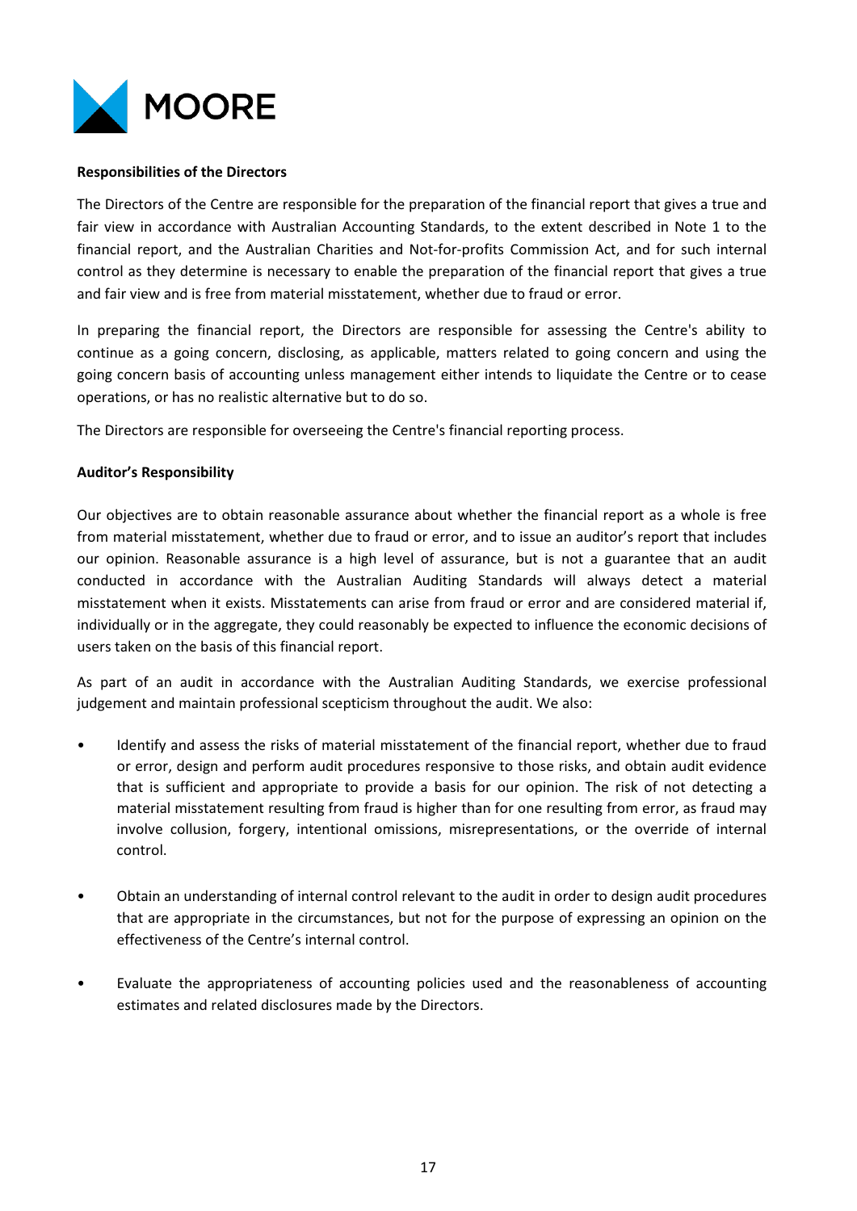**Responsibilities of the Directors**

The Directors of the Centre are responsible for the preparation of the financial report that gives a true and fair view in accordance with Australian Accounting Standards, to the extent described in Note 1 to the financial report, and the Australian Charities and Not-for-profits Commission Act, and for such internal control as they determine is necessary to enable the preparation of the financial report that gives a true and fair view and is free from material misstatement, whether due to fraud or error.

In preparing the financial report, the Directors are responsible for assessing the Centre's ability to continue as a going concern, disclosing, as applicable, matters related to going concern and using the going concern basis of accounting unless management either intends to liquidate the Centre or to cease operations, or has no realistic alternative but to do so.

The Directors are responsible for overseeing the Centre's financial reporting process.

**Auditor's Responsibility**

Our objectives are to obtain reasonable assurance about whether the financial report as a whole is free from material misstatement, whether due to fraud or error, and to issue an auditor's report that includes our opinion. Reasonable assurance is a high level of assurance, but is not a guarantee that an audit conducted in accordance with the Australian Auditing Standards will always detect a material misstatement when it exists. Misstatements can arise from fraud or error and are considered material if, individually or in the aggregate, they could reasonably be expected to influence the economic decisions of users taken on the basis of this financial report.

As part of an audit in accordance with the Australian Auditing Standards, we exercise professional judgement and maintain professional scepticism throughout the audit. We also:

- Identify and assess the risks of material misstatement of the financial report, whether due to fraud or error, design and perform audit procedures responsive to those risks, and obtain audit evidence that is sufficient and appropriate to provide a basis for our opinion. The risk of not detecting a material misstatement resulting from fraud is higher than for one resulting from error, as fraud may involve collusion, forgery, intentional omissions, misrepresentations, or the override of internal control.

- Obtain an understanding of internal control relevant to the audit in order to design audit procedures that are appropriate in the circumstances, but not for the purpose of expressing an opinion on the effectiveness of the Centre's internal control.

- Evaluate the appropriateness of accounting policies used and the reasonableness of accounting estimates and related disclosures made by the Directors.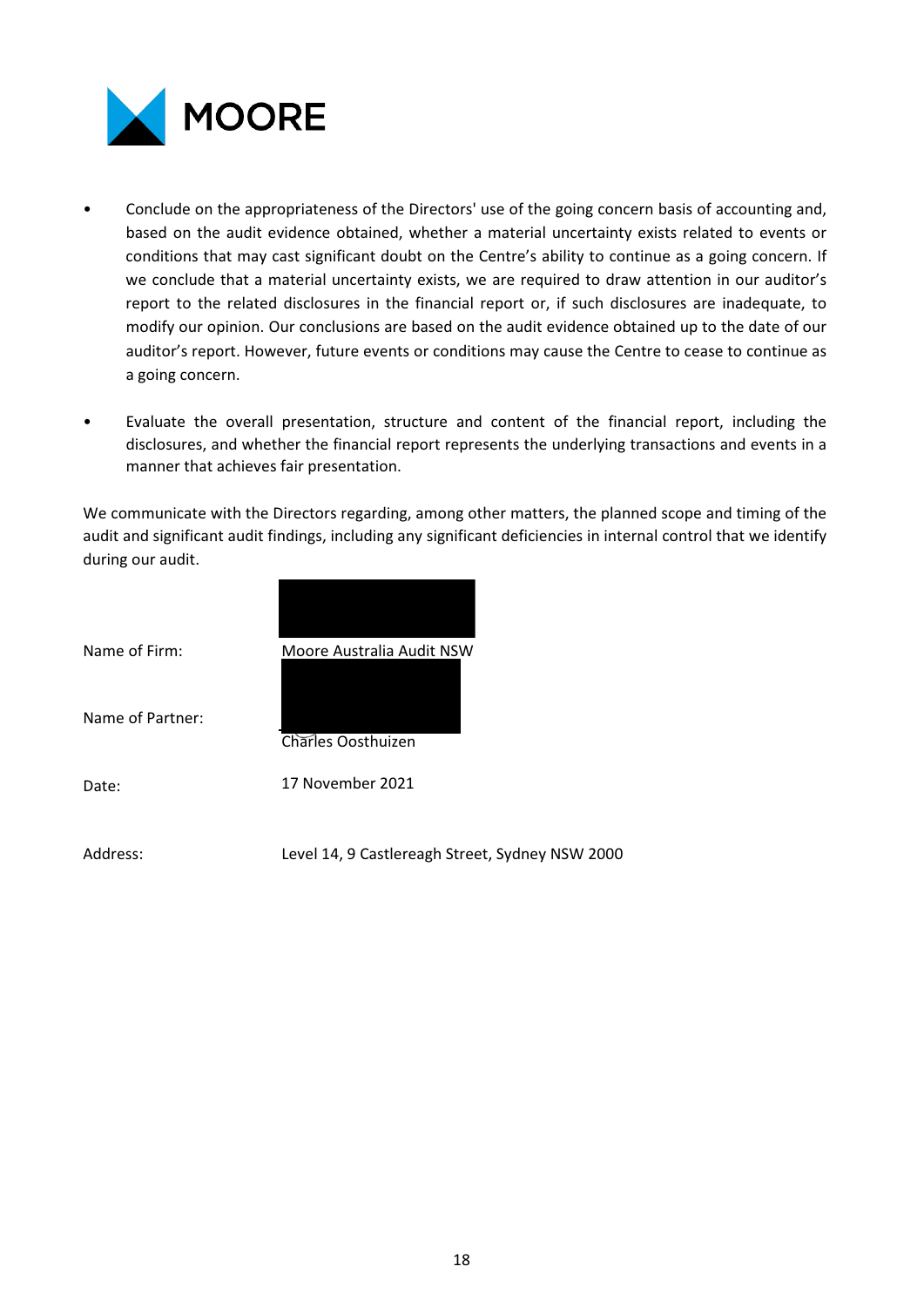- Conclude on the appropriateness of the Directors' use of the going concern basis of accounting and, based on the audit evidence obtained, whether a material uncertainty exists related to events or conditions that may cast significant doubt on the Centre's ability to continue as a going concern. If we conclude that a material uncertainty exists, we are required to draw attention in our auditor's report to the related disclosures in the financial report or, if such disclosures are inadequate, to modify our opinion. Our conclusions are based on the audit evidence obtained up to the date of our auditor's report. However, future events or conditions may cause the Centre to cease to continue as a going concern.

- Evaluate the overall presentation, structure and content of the financial report, including the disclosures, and whether the financial report represents the underlying transactions and events in a manner that achieves fair presentation.

We communicate with the Directors regarding, among other matters, the planned scope and timing of the audit and significant audit findings, including any significant deficiencies in internal control that we identify during our audit.

Name of Firm: Moore Australia Audit NSW

Name of Partner: Charles Oosthuizen

Date: 17 November 2021

Address: Level 14, 9 Castlereagh Street, Sydney NSW 2000